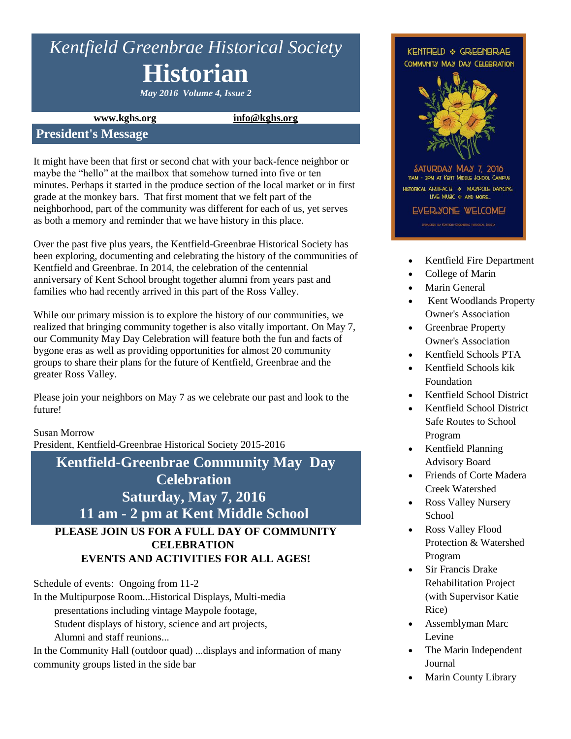# *Kentfield Greenbrae Historical Society*

# Historian

***May 2016 Volume 4, Issue 2***

**www.kghs.org** **info@kghs.org**

## President's Message

It might have been that first or second chat with your back-fence neighbor or maybe the "hello" at the mailbox that somehow turned into five or ten minutes. Perhaps it started in the produce section of the local market or in first grade at the monkey bars. That first moment that we felt part of the neighborhood, part of the community was different for each of us, yet serves as both a memory and reminder that we have history in this place.

Over the past five plus years, the Kentfield-Greenbrae Historical Society has been exploring, documenting and celebrating the history of the communities of Kentfield and Greenbrae. In 2014, the celebration of the centennial anniversary of Kent School brought together alumni from years past and families who had recently arrived in this part of the Ross Valley.

While our primary mission is to explore the history of our communities, we realized that bringing community together is also vitally important. On May 7, our Community May Day Celebration will feature both the fun and facts of bygone eras as well as providing opportunities for almost 20 community groups to share their plans for the future of Kentfield, Greenbrae and the greater Ross Valley.

Please join your neighbors on May 7 as we celebrate our past and look to the future!

Susan Morrow
President, Kentfield-Greenbrae Historical Society 2015-2016

## Kentfield-Greenbrae Community May Day Celebration
## Saturday, May 7, 2016
## 11 am - 2 pm at Kent Middle School

**PLEASE JOIN US FOR A FULL DAY OF COMMUNITY CELEBRATION**
**EVENTS AND ACTIVITIES FOR ALL AGES!**

Schedule of events: Ongoing from 11-2

In the Multipurpose Room...Historical Displays, Multi-media presentations including vintage Maypole footage, Student displays of history, science and art projects, Alumni and staff reunions...

In the Community Hall (outdoor quad) ...displays and information of many community groups listed in the side bar

KENTFIELD ❖ GREENBRAE
COMMUNITY MAY DAY CELEBRATION

SATURDAY MAY 7, 2016
11AM - 2PM AT KENT MIDDLE SCHOOL CAMPUS
HISTORICAL ARTIFACTS ❖ MAYPOLE DANCING
LIVE MUSIC ❖ AND MORE...

EVERYONE WELCOME!

SPONSORED BY KENTFIELD-GREENBRAE HISTORICAL SOCIETY

- Kentfield Fire Department
- College of Marin
- Marin General
- Kent Woodlands Property Owner's Association
- Greenbrae Property Owner's Association
- Kentfield Schools PTA
- Kentfield Schools kik Foundation
- Kentfield School District
- Kentfield School District Safe Routes to School Program
- Kentfield Planning Advisory Board
- Friends of Corte Madera Creek Watershed
- Ross Valley Nursery School
- Ross Valley Flood Protection & Watershed Program
- Sir Francis Drake Rehabilitation Project (with Supervisor Katie Rice)
- Assemblyman Marc Levine
- The Marin Independent Journal
- Marin County Library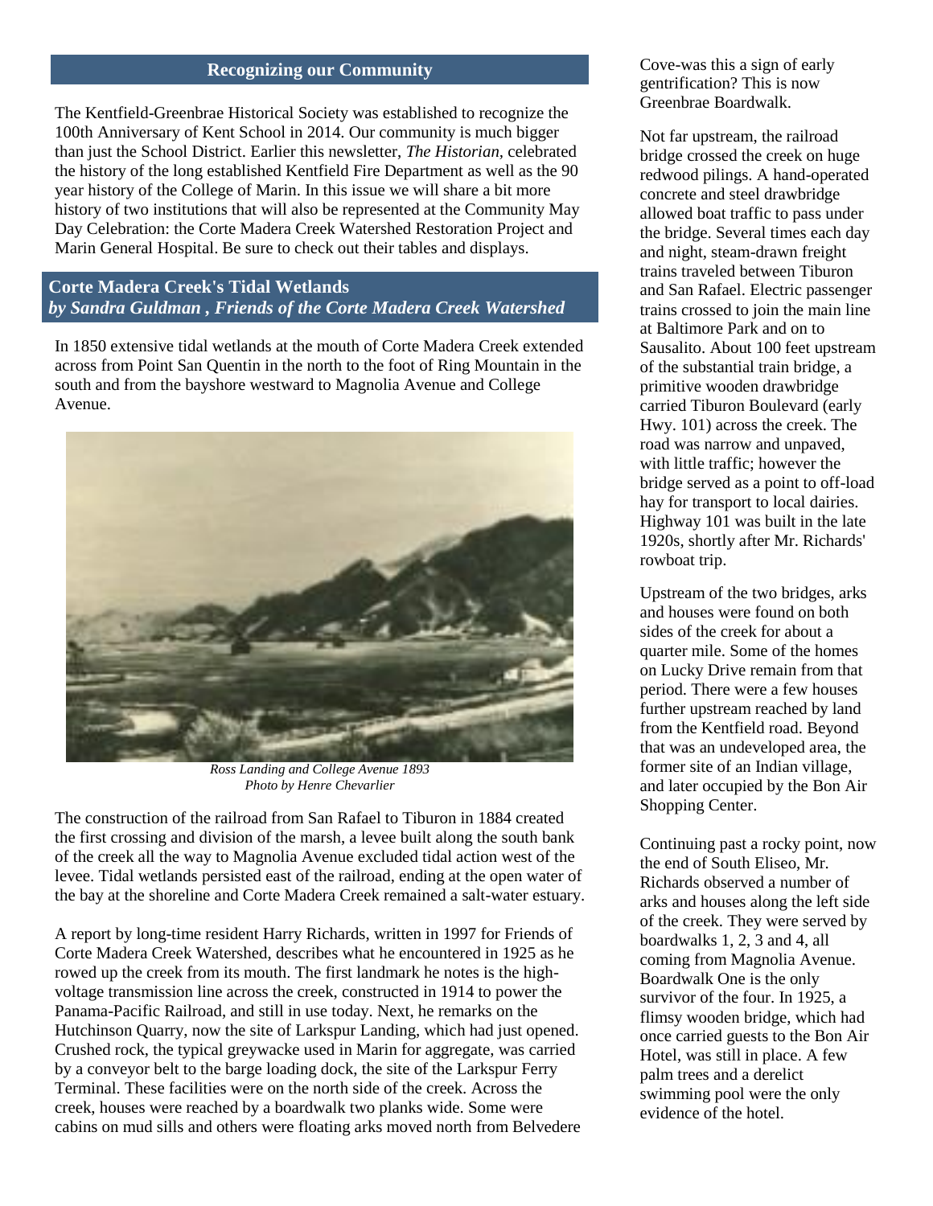## Recognizing our Community

The Kentfield-Greenbrae Historical Society was established to recognize the 100th Anniversary of Kent School in 2014. Our community is much bigger than just the School District. Earlier this newsletter, *The Historian,* celebrated the history of the long established Kentfield Fire Department as well as the 90 year history of the College of Marin. In this issue we will share a bit more history of two institutions that will also be represented at the Community May Day Celebration: the Corte Madera Creek Watershed Restoration Project and Marin General Hospital. Be sure to check out their tables and displays.

## Corte Madera Creek's Tidal Wetlands

***by Sandra Guldman , Friends of the Corte Madera Creek Watershed***

In 1850 extensive tidal wetlands at the mouth of Corte Madera Creek extended across from Point San Quentin in the north to the foot of Ring Mountain in the south and from the bayshore westward to Magnolia Avenue and College Avenue.

*Ross Landing and College Avenue 1893*
*Photo by Henre Chevarlier*

The construction of the railroad from San Rafael to Tiburon in 1884 created the first crossing and division of the marsh, a levee built along the south bank of the creek all the way to Magnolia Avenue excluded tidal action west of the levee. Tidal wetlands persisted east of the railroad, ending at the open water of the bay at the shoreline and Corte Madera Creek remained a salt-water estuary.

A report by long-time resident Harry Richards, written in 1997 for Friends of Corte Madera Creek Watershed, describes what he encountered in 1925 as he rowed up the creek from its mouth. The first landmark he notes is the high-voltage transmission line across the creek, constructed in 1914 to power the Panama-Pacific Railroad, and still in use today. Next, he remarks on the Hutchinson Quarry, now the site of Larkspur Landing, which had just opened. Crushed rock, the typical greywacke used in Marin for aggregate, was carried by a conveyor belt to the barge loading dock, the site of the Larkspur Ferry Terminal. These facilities were on the north side of the creek. Across the creek, houses were reached by a boardwalk two planks wide. Some were cabins on mud sills and others were floating arks moved north from Belvedere Cove-was this a sign of early gentrification? This is now Greenbrae Boardwalk.

Not far upstream, the railroad bridge crossed the creek on huge redwood pilings. A hand-operated concrete and steel drawbridge allowed boat traffic to pass under the bridge. Several times each day and night, steam-drawn freight trains traveled between Tiburon and San Rafael. Electric passenger trains crossed to join the main line at Baltimore Park and on to Sausalito. About 100 feet upstream of the substantial train bridge, a primitive wooden drawbridge carried Tiburon Boulevard (early Hwy. 101) across the creek. The road was narrow and unpaved, with little traffic; however the bridge served as a point to off-load hay for transport to local dairies. Highway 101 was built in the late 1920s, shortly after Mr. Richards' rowboat trip.

Upstream of the two bridges, arks and houses were found on both sides of the creek for about a quarter mile. Some of the homes on Lucky Drive remain from that period. There were a few houses further upstream reached by land from the Kentfield road. Beyond that was an undeveloped area, the former site of an Indian village, and later occupied by the Bon Air Shopping Center.

Continuing past a rocky point, now the end of South Eliseo, Mr. Richards observed a number of arks and houses along the left side of the creek. They were served by boardwalks 1, 2, 3 and 4, all coming from Magnolia Avenue. Boardwalk One is the only survivor of the four. In 1925, a flimsy wooden bridge, which had once carried guests to the Bon Air Hotel, was still in place. A few palm trees and a derelict swimming pool were the only evidence of the hotel.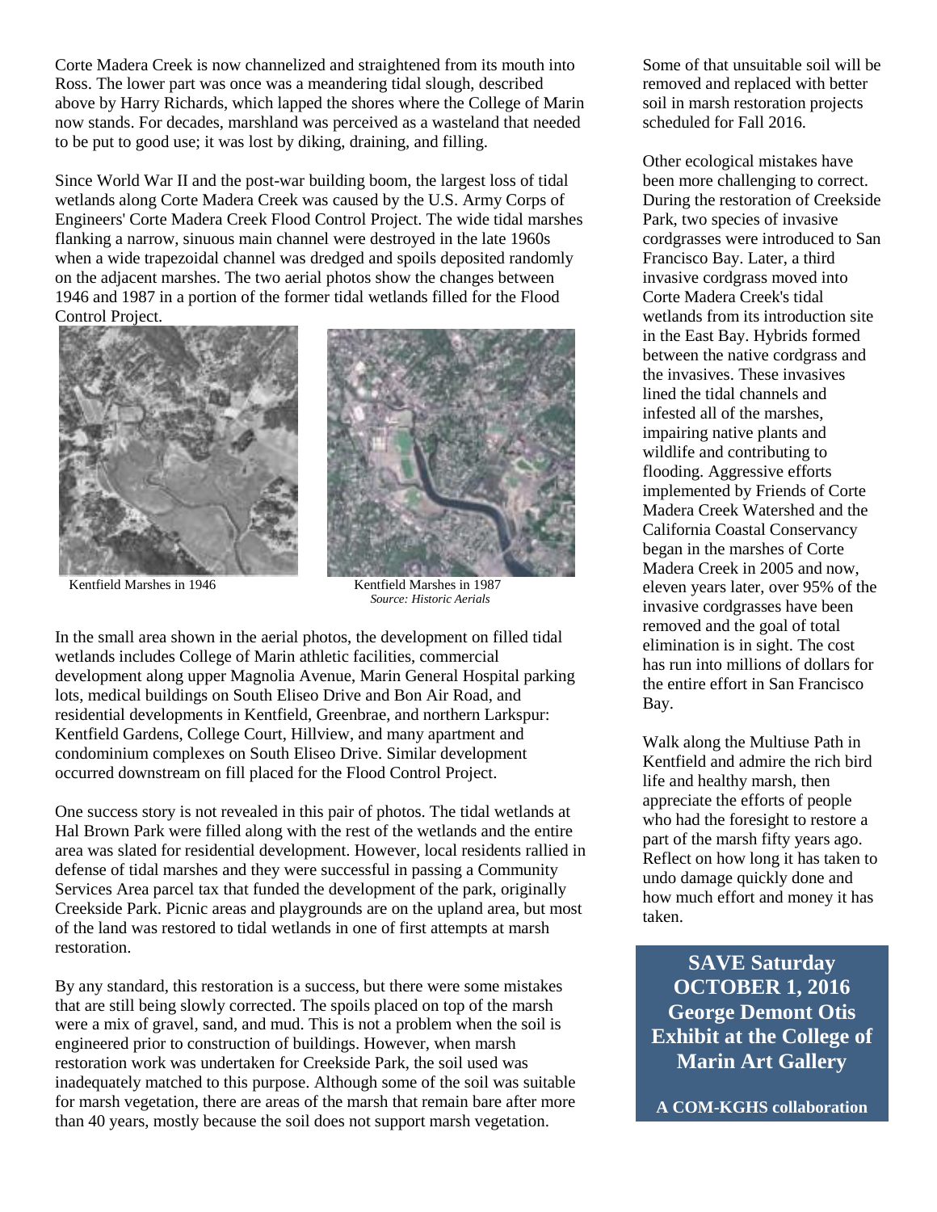Corte Madera Creek is now channelized and straightened from its mouth into Ross. The lower part was once was a meandering tidal slough, described above by Harry Richards, which lapped the shores where the College of Marin now stands. For decades, marshland was perceived as a wasteland that needed to be put to good use; it was lost by diking, draining, and filling.

Since World War II and the post-war building boom, the largest loss of tidal wetlands along Corte Madera Creek was caused by the U.S. Army Corps of Engineers' Corte Madera Creek Flood Control Project. The wide tidal marshes flanking a narrow, sinuous main channel were destroyed in the late 1960s when a wide trapezoidal channel was dredged and spoils deposited randomly on the adjacent marshes. The two aerial photos show the changes between 1946 and 1987 in a portion of the former tidal wetlands filled for the Flood Control Project.

Kentfield Marshes in 1946

Kentfield Marshes in 1987
*Source: Historic Aerials*

In the small area shown in the aerial photos, the development on filled tidal wetlands includes College of Marin athletic facilities, commercial development along upper Magnolia Avenue, Marin General Hospital parking lots, medical buildings on South Eliseo Drive and Bon Air Road, and residential developments in Kentfield, Greenbrae, and northern Larkspur: Kentfield Gardens, College Court, Hillview, and many apartment and condominium complexes on South Eliseo Drive. Similar development occurred downstream on fill placed for the Flood Control Project.

One success story is not revealed in this pair of photos. The tidal wetlands at Hal Brown Park were filled along with the rest of the wetlands and the entire area was slated for residential development. However, local residents rallied in defense of tidal marshes and they were successful in passing a Community Services Area parcel tax that funded the development of the park, originally Creekside Park. Picnic areas and playgrounds are on the upland area, but most of the land was restored to tidal wetlands in one of first attempts at marsh restoration.

By any standard, this restoration is a success, but there were some mistakes that are still being slowly corrected. The spoils placed on top of the marsh were a mix of gravel, sand, and mud. This is not a problem when the soil is engineered prior to construction of buildings. However, when marsh restoration work was undertaken for Creekside Park, the soil used was inadequately matched to this purpose. Although some of the soil was suitable for marsh vegetation, there are areas of the marsh that remain bare after more than 40 years, mostly because the soil does not support marsh vegetation. Some of that unsuitable soil will be removed and replaced with better soil in marsh restoration projects scheduled for Fall 2016.

Other ecological mistakes have been more challenging to correct. During the restoration of Creekside Park, two species of invasive cordgrasses were introduced to San Francisco Bay. Later, a third invasive cordgrass moved into Corte Madera Creek's tidal wetlands from its introduction site in the East Bay. Hybrids formed between the native cordgrass and the invasives. These invasives lined the tidal channels and infested all of the marshes, impairing native plants and wildlife and contributing to flooding. Aggressive efforts implemented by Friends of Corte Madera Creek Watershed and the California Coastal Conservancy began in the marshes of Corte Madera Creek in 2005 and now, eleven years later, over 95% of the invasive cordgrasses have been removed and the goal of total elimination is in sight. The cost has run into millions of dollars for the entire effort in San Francisco Bay.

Walk along the Multiuse Path in Kentfield and admire the rich bird life and healthy marsh, then appreciate the efforts of people who had the foresight to restore a part of the marsh fifty years ago. Reflect on how long it has taken to undo damage quickly done and how much effort and money it has taken.

**SAVE Saturday OCTOBER 1, 2016**
**George Demont Otis Exhibit at the College of Marin Art Gallery**

**A COM-KGHS collaboration**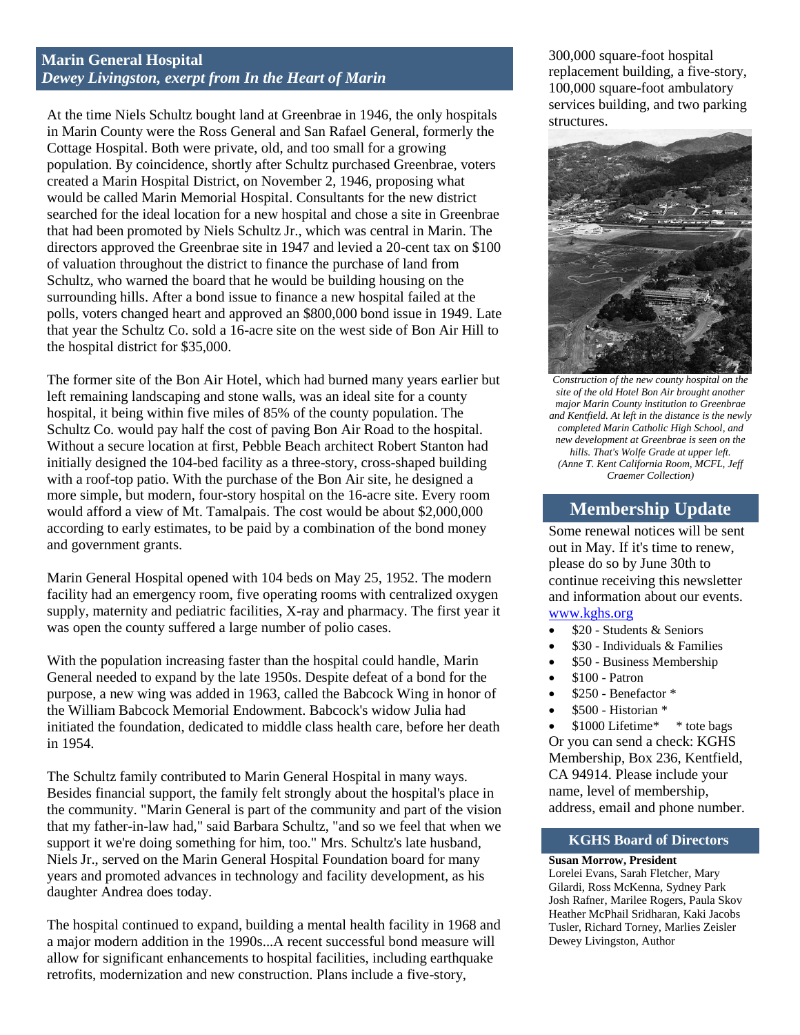## Marin General Hospital

*Dewey Livingston, exerpt from In the Heart of Marin*

At the time Niels Schultz bought land at Greenbrae in 1946, the only hospitals in Marin County were the Ross General and San Rafael General, formerly the Cottage Hospital. Both were private, old, and too small for a growing population. By coincidence, shortly after Schultz purchased Greenbrae, voters created a Marin Hospital District, on November 2, 1946, proposing what would be called Marin Memorial Hospital. Consultants for the new district searched for the ideal location for a new hospital and chose a site in Greenbrae that had been promoted by Niels Schultz Jr., which was central in Marin. The directors approved the Greenbrae site in 1947 and levied a 20-cent tax on $100 of valuation throughout the district to finance the purchase of land from Schultz, who warned the board that he would be building housing on the surrounding hills. After a bond issue to finance a new hospital failed at the polls, voters changed heart and approved an $800,000 bond issue in 1949. Late that year the Schultz Co. sold a 16-acre site on the west side of Bon Air Hill to the hospital district for $35,000.

The former site of the Bon Air Hotel, which had burned many years earlier but left remaining landscaping and stone walls, was an ideal site for a county hospital, it being within five miles of 85% of the county population. The Schultz Co. would pay half the cost of paving Bon Air Road to the hospital. Without a secure location at first, Pebble Beach architect Robert Stanton had initially designed the 104-bed facility as a three-story, cross-shaped building with a roof-top patio. With the purchase of the Bon Air site, he designed a more simple, but modern, four-story hospital on the 16-acre site. Every room would afford a view of Mt. Tamalpais. The cost would be about $2,000,000 according to early estimates, to be paid by a combination of the bond money and government grants.

Marin General Hospital opened with 104 beds on May 25, 1952. The modern facility had an emergency room, five operating rooms with centralized oxygen supply, maternity and pediatric facilities, X-ray and pharmacy. The first year it was open the county suffered a large number of polio cases.

With the population increasing faster than the hospital could handle, Marin General needed to expand by the late 1950s. Despite defeat of a bond for the purpose, a new wing was added in 1963, called the Babcock Wing in honor of the William Babcock Memorial Endowment. Babcock's widow Julia had initiated the foundation, dedicated to middle class health care, before her death in 1954.

The Schultz family contributed to Marin General Hospital in many ways. Besides financial support, the family felt strongly about the hospital's place in the community. "Marin General is part of the community and part of the vision that my father-in-law had," said Barbara Schultz, "and so we feel that when we support it we're doing something for him, too." Mrs. Schultz's late husband, Niels Jr., served on the Marin General Hospital Foundation board for many years and promoted advances in technology and facility development, as his daughter Andrea does today.

The hospital continued to expand, building a mental health facility in 1968 and a major modern addition in the 1990s...A recent successful bond measure will allow for significant enhancements to hospital facilities, including earthquake retrofits, modernization and new construction. Plans include a five-story, 300,000 square-foot hospital replacement building, a five-story, 100,000 square-foot ambulatory services building, and two parking structures.

*Construction of the new county hospital on the site of the old Hotel Bon Air brought another major Marin County institution to Greenbrae and Kentfield. At left in the distance is the newly completed Marin Catholic High School, and new development at Greenbrae is seen on the hills. That's Wolfe Grade at upper left. (Anne T. Kent California Room, MCFL, Jeff Craemer Collection)*

## Membership Update

Some renewal notices will be sent out in May. If it's time to renew, please do so by June 30th to continue receiving this newsletter and information about our events. www.kghs.org

- $20 - Students & Seniors
- $30 - Individuals & Families
- $50 - Business Membership
- $100 - Patron
- $250 - Benefactor *
- $500 - Historian *
- $1000 Lifetime* * tote bags

Or you can send a check: KGHS Membership, Box 236, Kentfield, CA 94914. Please include your name, level of membership, address, email and phone number.

### KGHS Board of Directors

**Susan Morrow, President**
Lorelei Evans, Sarah Fletcher, Mary Gilardi, Ross McKenna, Sydney Park Josh Rafner, Marilee Rogers, Paula Skov Heather McPhail Sridharan, Kaki Jacobs Tusler, Richard Torney, Marlies Zeisler Dewey Livingston, Author